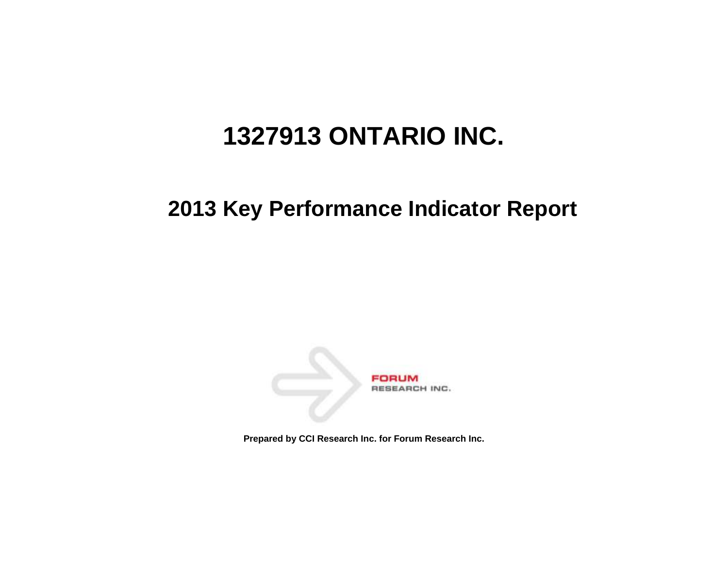# 1327913 ONTARIO INC.

## 2013 Key Performance Indicator Report

FORUM
RESEARCH INC.

**Prepared by CCI Research Inc. for Forum Research Inc.**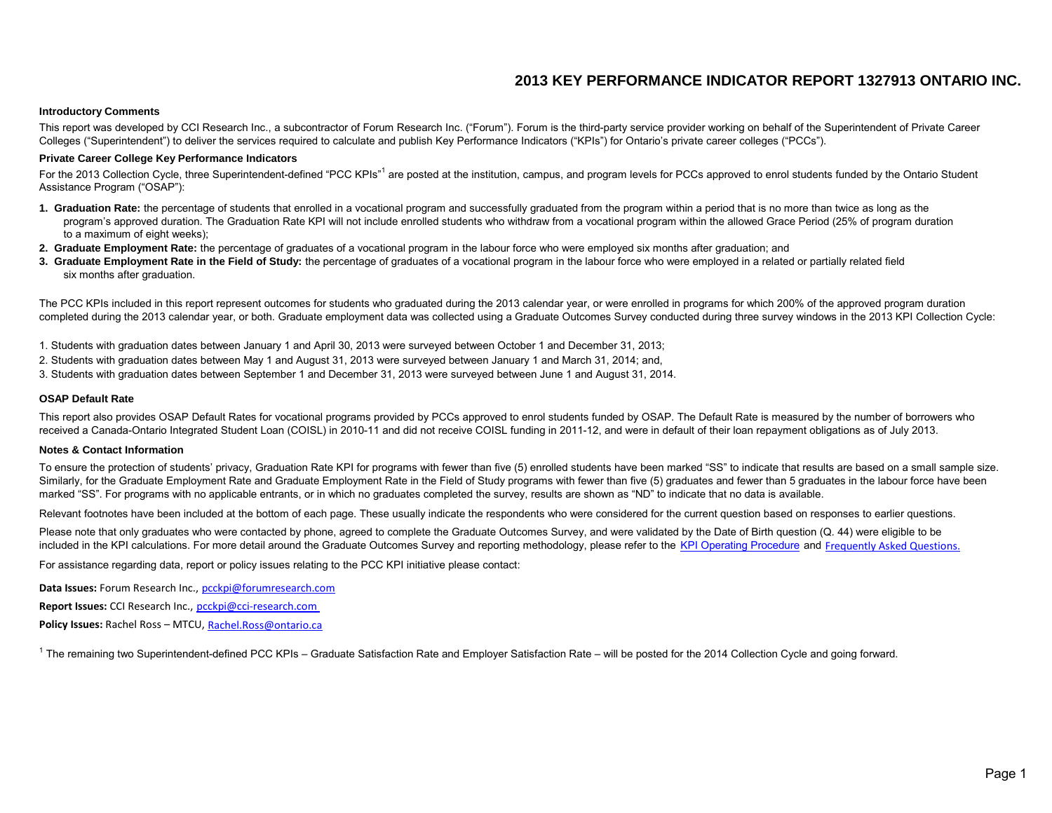# 2013 KEY PERFORMANCE INDICATOR REPORT 1327913 ONTARIO INC.

### Introductory Comments

This report was developed by CCI Research Inc., a subcontractor of Forum Research Inc. ("Forum"). Forum is the third-party service provider working on behalf of the Superintendent of Private Career Colleges ("Superintendent") to deliver the services required to calculate and publish Key Performance Indicators ("KPIs") for Ontario's private career colleges ("PCCs").

### Private Career College Key Performance Indicators

For the 2013 Collection Cycle, three Superintendent-defined "PCC KPIs"[1] are posted at the institution, campus, and program levels for PCCs approved to enrol students funded by the Ontario Student Assistance Program ("OSAP"):

1. **Graduation Rate:** the percentage of students that enrolled in a vocational program and successfully graduated from the program within a period that is no more than twice as long as the program's approved duration. The Graduation Rate KPI will not include enrolled students who withdraw from a vocational program within the allowed Grace Period (25% of program duration to a maximum of eight weeks);
2. **Graduate Employment Rate:** the percentage of graduates of a vocational program in the labour force who were employed six months after graduation; and
3. **Graduate Employment Rate in the Field of Study:** the percentage of graduates of a vocational program in the labour force who were employed in a related or partially related field six months after graduation.

The PCC KPIs included in this report represent outcomes for students who graduated during the 2013 calendar year, or were enrolled in programs for which 200% of the approved program duration completed during the 2013 calendar year, or both. Graduate employment data was collected using a Graduate Outcomes Survey conducted during three survey windows in the 2013 KPI Collection Cycle:

1. Students with graduation dates between January 1 and April 30, 2013 were surveyed between October 1 and December 31, 2013;
2. Students with graduation dates between May 1 and August 31, 2013 were surveyed between January 1 and March 31, 2014; and,
3. Students with graduation dates between September 1 and December 31, 2013 were surveyed between June 1 and August 31, 2014.

### OSAP Default Rate

This report also provides OSAP Default Rates for vocational programs provided by PCCs approved to enrol students funded by OSAP. The Default Rate is measured by the number of borrowers who received a Canada-Ontario Integrated Student Loan (COISL) in 2010-11 and did not receive COISL funding in 2011-12, and were in default of their loan repayment obligations as of July 2013.

### Notes & Contact Information

To ensure the protection of students' privacy, Graduation Rate KPI for programs with fewer than five (5) enrolled students have been marked "SS" to indicate that results are based on a small sample size. Similarly, for the Graduate Employment Rate and Graduate Employment Rate in the Field of Study programs with fewer than five (5) graduates and fewer than 5 graduates in the labour force have been marked "SS". For programs with no applicable entrants, or in which no graduates completed the survey, results are shown as "ND" to indicate that no data is available.

Relevant footnotes have been included at the bottom of each page. These usually indicate the respondents who were considered for the current question based on responses to earlier questions.

Please note that only graduates who were contacted by phone, agreed to complete the Graduate Outcomes Survey, and were validated by the Date of Birth question (Q. 44) were eligible to be included in the KPI calculations. For more detail around the Graduate Outcomes Survey and reporting methodology, please refer to the KPI Operating Procedure and Frequently Asked Questions.

For assistance regarding data, report or policy issues relating to the PCC KPI initiative please contact:

**Data Issues:** Forum Research Inc., pcckpi@forumresearch.com

**Report Issues:** CCI Research Inc., pcckpi@cci-research.com

**Policy Issues:** Rachel Ross – MTCU, Rachel.Ross@ontario.ca

[1] The remaining two Superintendent-defined PCC KPIs – Graduate Satisfaction Rate and Employer Satisfaction Rate – will be posted for the 2014 Collection Cycle and going forward.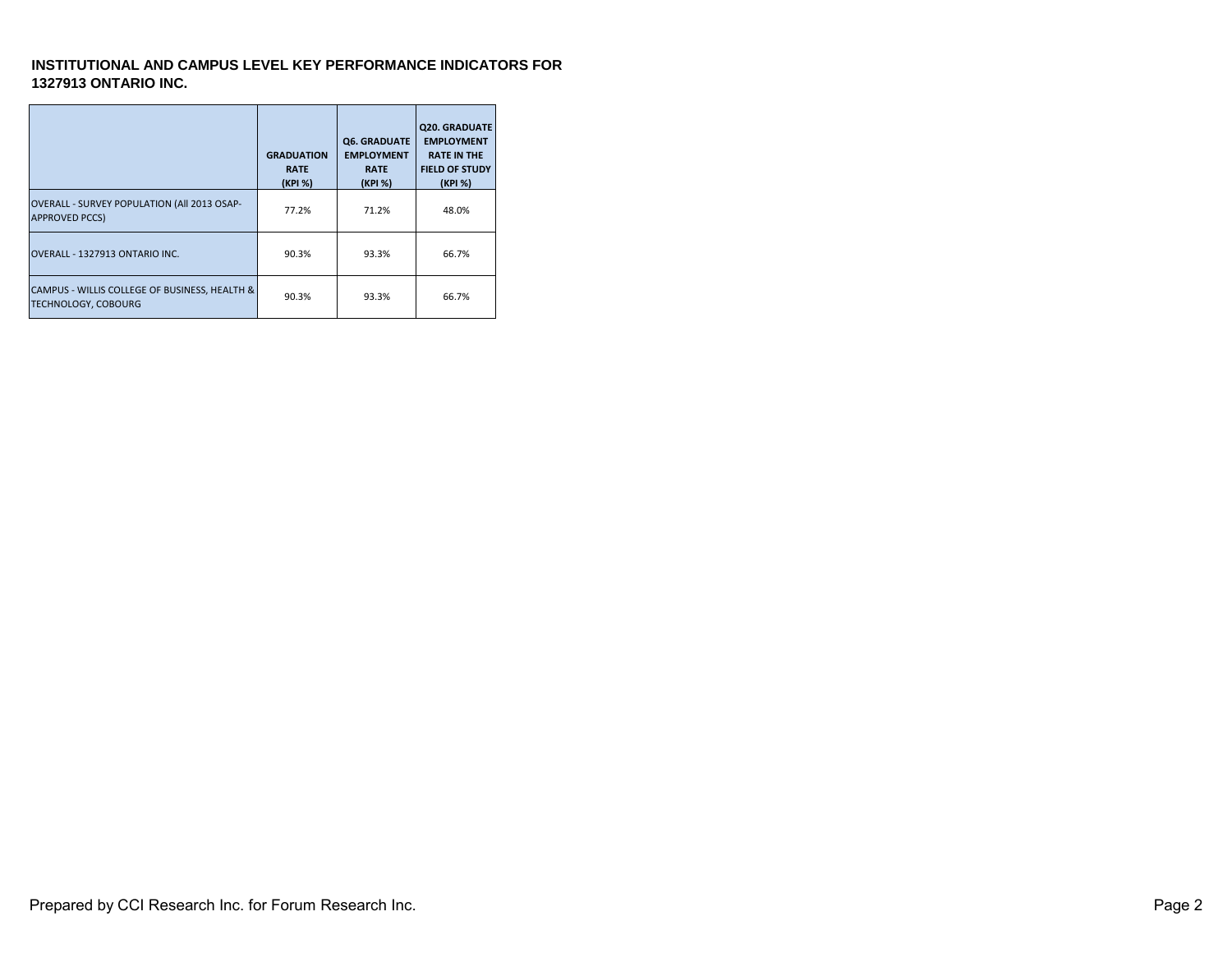## INSTITUTIONAL AND CAMPUS LEVEL KEY PERFORMANCE INDICATORS FOR 1327913 ONTARIO INC.

| | GRADUATION RATE (KPI %) | Q6. GRADUATE EMPLOYMENT RATE (KPI %) | Q20. GRADUATE EMPLOYMENT RATE IN THE FIELD OF STUDY (KPI %) |
|---|---|---|---|
| OVERALL - SURVEY POPULATION (All 2013 OSAP-APPROVED PCCS) | 77.2% | 71.2% | 48.0% |
| OVERALL - 1327913 ONTARIO INC. | 90.3% | 93.3% | 66.7% |
| CAMPUS - WILLIS COLLEGE OF BUSINESS, HEALTH & TECHNOLOGY, COBOURG | 90.3% | 93.3% | 66.7% |

Prepared by CCI Research Inc. for Forum Research Inc.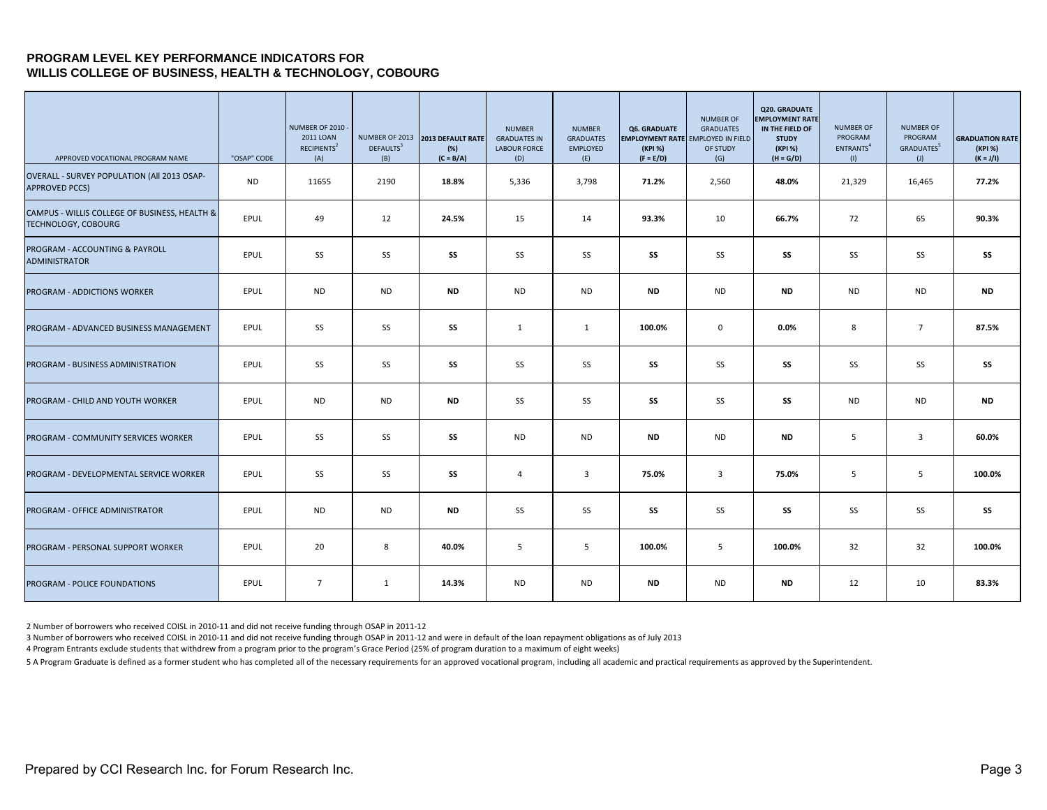**PROGRAM LEVEL KEY PERFORMANCE INDICATORS FOR WILLIS COLLEGE OF BUSINESS, HEALTH & TECHNOLOGY, COBOURG**

| APPROVED VOCATIONAL PROGRAM NAME | "OSAP" CODE | NUMBER OF 2010 - 2011 LOAN RECIPIENTS[2] (A) | NUMBER OF 2013 DEFAULTS[3] (B) | **2013 DEFAULT RATE (%) (C = B/A)** | NUMBER GRADUATES IN LABOUR FORCE (D) | NUMBER GRADUATES EMPLOYED (E) | **Q6. GRADUATE EMPLOYMENT RATE (KPI %) (F = E/D)** | NUMBER OF GRADUATES EMPLOYED IN FIELD OF STUDY (G) | **Q20. GRADUATE EMPLOYMENT RATE IN THE FIELD OF STUDY (KPI %) (H = G/D)** | NUMBER OF PROGRAM ENTRANTS[4] (I) | NUMBER OF PROGRAM GRADUATES[5] (J) | **GRADUATION RATE (KPI %) (K = J/I)** |
|---|---|---|---|---|---|---|---|---|---|---|---|---|
| OVERALL - SURVEY POPULATION (All 2013 OSAP-APPROVED PCCS) | ND | 11655 | 2190 | **18.8%** | 5,336 | 3,798 | **71.2%** | 2,560 | **48.0%** | 21,329 | 16,465 | **77.2%** |
| CAMPUS - WILLIS COLLEGE OF BUSINESS, HEALTH & TECHNOLOGY, COBOURG | EPUL | 49 | 12 | **24.5%** | 15 | 14 | **93.3%** | 10 | **66.7%** | 72 | 65 | **90.3%** |
| PROGRAM - ACCOUNTING & PAYROLL ADMINISTRATOR | EPUL | SS | SS | **SS** | SS | SS | **SS** | SS | **SS** | SS | SS | **SS** |
| PROGRAM - ADDICTIONS WORKER | EPUL | ND | ND | **ND** | ND | ND | **ND** | ND | **ND** | ND | ND | **ND** |
| PROGRAM - ADVANCED BUSINESS MANAGEMENT | EPUL | SS | SS | **SS** | 1 | 1 | **100.0%** | 0 | **0.0%** | 8 | 7 | **87.5%** |
| PROGRAM - BUSINESS ADMINISTRATION | EPUL | SS | SS | **SS** | SS | SS | **SS** | SS | **SS** | SS | SS | **SS** |
| PROGRAM - CHILD AND YOUTH WORKER | EPUL | ND | ND | **ND** | SS | SS | **SS** | SS | **SS** | ND | ND | **ND** |
| PROGRAM - COMMUNITY SERVICES WORKER | EPUL | SS | SS | **SS** | ND | ND | **ND** | ND | **ND** | 5 | 3 | **60.0%** |
| PROGRAM - DEVELOPMENTAL SERVICE WORKER | EPUL | SS | SS | **SS** | 4 | 3 | **75.0%** | 3 | **75.0%** | 5 | 5 | **100.0%** |
| PROGRAM - OFFICE ADMINISTRATOR | EPUL | ND | ND | **ND** | SS | SS | **SS** | SS | **SS** | SS | SS | **SS** |
| PROGRAM - PERSONAL SUPPORT WORKER | EPUL | 20 | 8 | **40.0%** | 5 | 5 | **100.0%** | 5 | **100.0%** | 32 | 32 | **100.0%** |
| PROGRAM - POLICE FOUNDATIONS | EPUL | 7 | 1 | **14.3%** | ND | ND | **ND** | ND | **ND** | 12 | 10 | **83.3%** |

2 Number of borrowers who received COISL in 2010-11 and did not receive funding through OSAP in 2011-12

3 Number of borrowers who received COISL in 2010-11 and did not receive funding through OSAP in 2011-12 and were in default of the loan repayment obligations as of July 2013

4 Program Entrants exclude students that withdrew from a program prior to the program's Grace Period (25% of program duration to a maximum of eight weeks)

5 A Program Graduate is defined as a former student who has completed all of the necessary requirements for an approved vocational program, including all academic and practical requirements as approved by the Superintendent.

Prepared by CCI Research Inc. for Forum Research Inc.